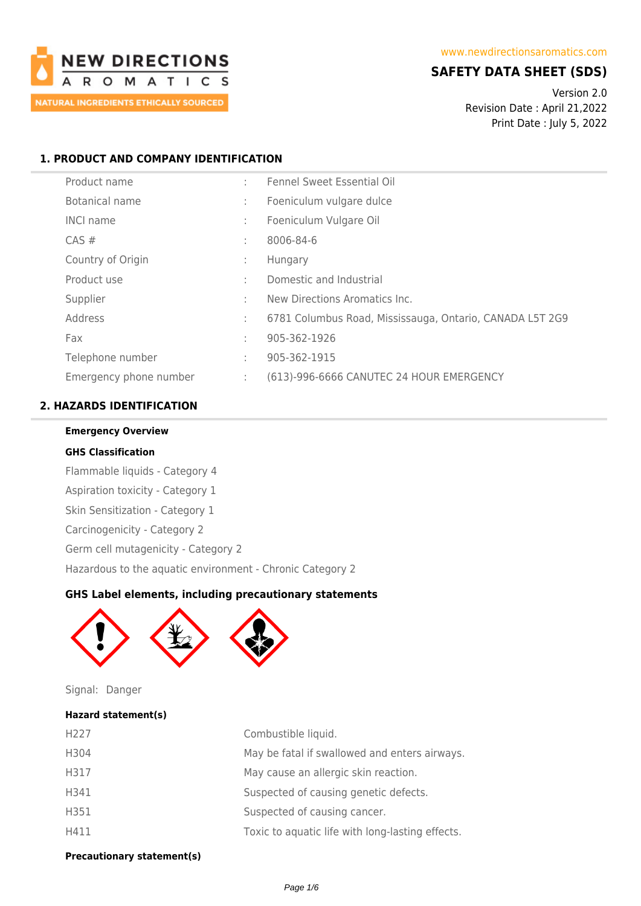NEW DIRECTIONS AROMATICS
NATURAL INGREDIENTS ETHICALLY SOURCED

www.newdirectionsaromatics.com

# SAFETY DATA SHEET (SDS)

Version 2.0
Revision Date : April 21,2022
Print Date : July 5, 2022

## 1. PRODUCT AND COMPANY IDENTIFICATION

| | | |
|---|---|---|
| Product name | : | Fennel Sweet Essential Oil |
| Botanical name | : | Foeniculum vulgare dulce |
| INCI name | : | Foeniculum Vulgare Oil |
| CAS # | : | 8006-84-6 |
| Country of Origin | : | Hungary |
| Product use | : | Domestic and Industrial |
| Supplier | : | New Directions Aromatics Inc. |
| Address | : | 6781 Columbus Road, Mississauga, Ontario, CANADA L5T 2G9 |
| Fax | : | 905-362-1926 |
| Telephone number | : | 905-362-1915 |
| Emergency phone number | : | (613)-996-6666 CANUTEC 24 HOUR EMERGENCY |

## 2. HAZARDS IDENTIFICATION

**Emergency Overview**

**GHS Classification**

Flammable liquids - Category 4

Aspiration toxicity - Category 1

Skin Sensitization - Category 1

Carcinogenicity - Category 2

Germ cell mutagenicity - Category 2

Hazardous to the aquatic environment - Chronic Category 2

### GHS Label elements, including precautionary statements

Signal: Danger

**Hazard statement(s)**

| | |
|---|---|
| H227 | Combustible liquid. |
| H304 | May be fatal if swallowed and enters airways. |
| H317 | May cause an allergic skin reaction. |
| H341 | Suspected of causing genetic defects. |
| H351 | Suspected of causing cancer. |
| H411 | Toxic to aquatic life with long-lasting effects. |

**Precautionary statement(s)**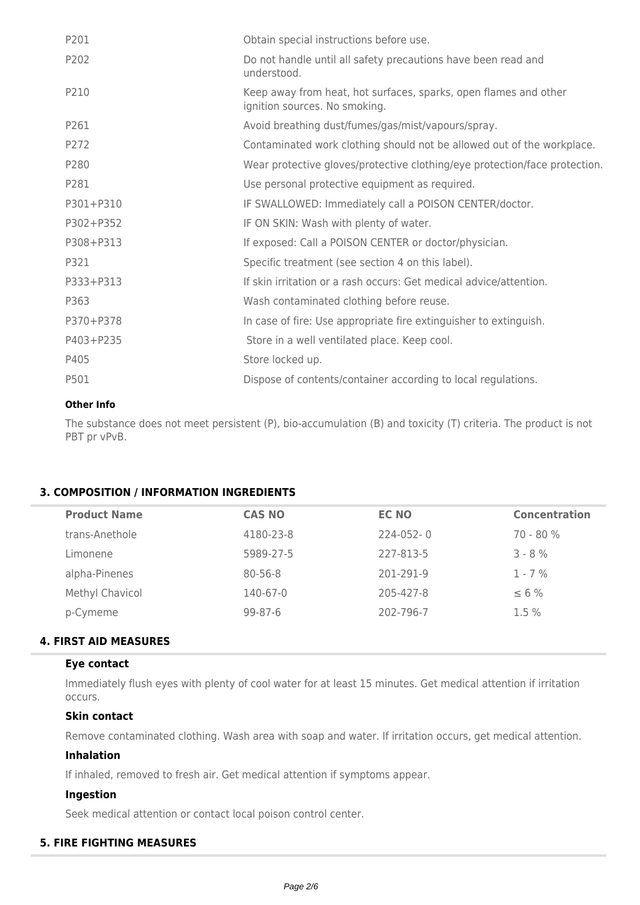| | |
|---|---|
| P201 | Obtain special instructions before use. |
| P202 | Do not handle until all safety precautions have been read and understood. |
| P210 | Keep away from heat, hot surfaces, sparks, open flames and other ignition sources. No smoking. |
| P261 | Avoid breathing dust/fumes/gas/mist/vapours/spray. |
| P272 | Contaminated work clothing should not be allowed out of the workplace. |
| P280 | Wear protective gloves/protective clothing/eye protection/face protection. |
| P281 | Use personal protective equipment as required. |
| P301+P310 | IF SWALLOWED: Immediately call a POISON CENTER/doctor. |
| P302+P352 | IF ON SKIN: Wash with plenty of water. |
| P308+P313 | If exposed: Call a POISON CENTER or doctor/physician. |
| P321 | Specific treatment (see section 4 on this label). |
| P333+P313 | If skin irritation or a rash occurs: Get medical advice/attention. |
| P363 | Wash contaminated clothing before reuse. |
| P370+P378 | In case of fire: Use appropriate fire extinguisher to extinguish. |
| P403+P235 | Store in a well ventilated place. Keep cool. |
| P405 | Store locked up. |
| P501 | Dispose of contents/container according to local regulations. |

**Other Info**

The substance does not meet persistent (P), bio-accumulation (B) and toxicity (T) criteria. The product is not PBT pr vPvB.

## 3. COMPOSITION / INFORMATION INGREDIENTS

| Product Name | CAS NO | EC NO | Concentration |
|---|---|---|---|
| trans-Anethole | 4180-23-8 | 224-052- 0 | 70 - 80 % |
| Limonene | 5989-27-5 | 227-813-5 | 3 - 8 % |
| alpha-Pinenes | 80-56-8 | 201-291-9 | 1 - 7 % |
| Methyl Chavicol | 140-67-0 | 205-427-8 | ≤ 6 % |
| p-Cymeme | 99-87-6 | 202-796-7 | 1.5 % |

## 4. FIRST AID MEASURES

### Eye contact

Immediately flush eyes with plenty of cool water for at least 15 minutes. Get medical attention if irritation occurs.

### Skin contact

Remove contaminated clothing. Wash area with soap and water. If irritation occurs, get medical attention.

### Inhalation

If inhaled, removed to fresh air. Get medical attention if symptoms appear.

### Ingestion

Seek medical attention or contact local poison control center.

## 5. FIRE FIGHTING MEASURES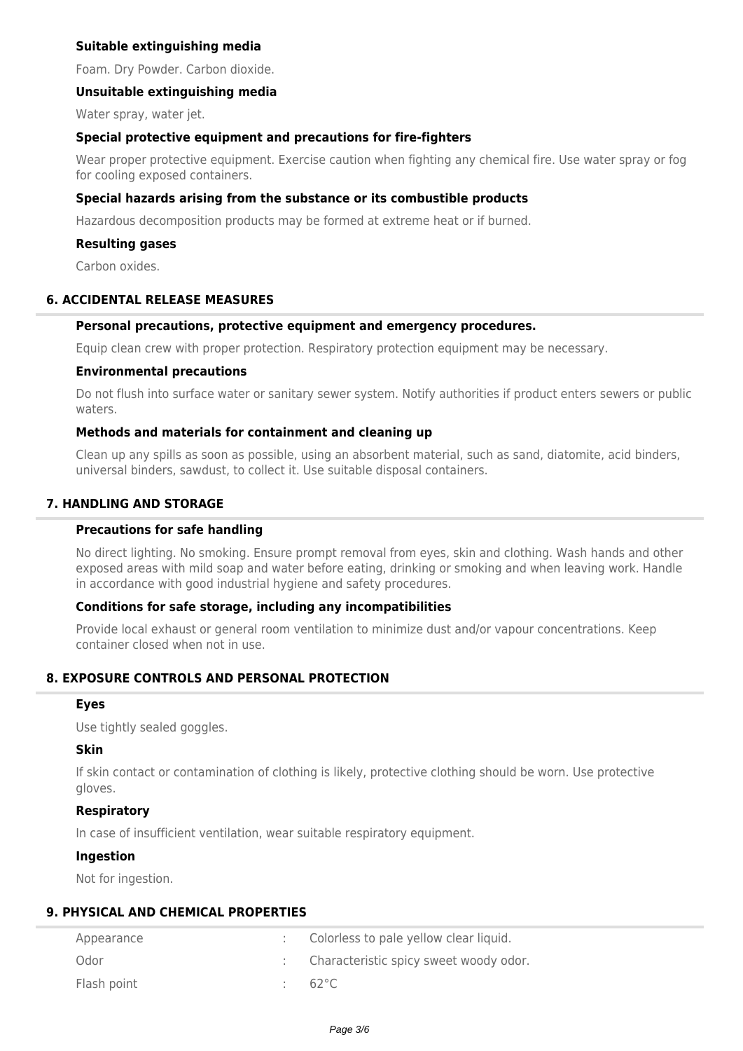### Suitable extinguishing media

Foam. Dry Powder. Carbon dioxide.

### Unsuitable extinguishing media

Water spray, water jet.

### Special protective equipment and precautions for fire-fighters

Wear proper protective equipment. Exercise caution when fighting any chemical fire. Use water spray or fog for cooling exposed containers.

### Special hazards arising from the substance or its combustible products

Hazardous decomposition products may be formed at extreme heat or if burned.

### Resulting gases

Carbon oxides.

## 6. ACCIDENTAL RELEASE MEASURES

### Personal precautions, protective equipment and emergency procedures.

Equip clean crew with proper protection. Respiratory protection equipment may be necessary.

### Environmental precautions

Do not flush into surface water or sanitary sewer system. Notify authorities if product enters sewers or public waters.

### Methods and materials for containment and cleaning up

Clean up any spills as soon as possible, using an absorbent material, such as sand, diatomite, acid binders, universal binders, sawdust, to collect it. Use suitable disposal containers.

## 7. HANDLING AND STORAGE

### Precautions for safe handling

No direct lighting. No smoking. Ensure prompt removal from eyes, skin and clothing. Wash hands and other exposed areas with mild soap and water before eating, drinking or smoking and when leaving work. Handle in accordance with good industrial hygiene and safety procedures.

### Conditions for safe storage, including any incompatibilities

Provide local exhaust or general room ventilation to minimize dust and/or vapour concentrations. Keep container closed when not in use.

## 8. EXPOSURE CONTROLS AND PERSONAL PROTECTION

### Eyes

Use tightly sealed goggles.

### Skin

If skin contact or contamination of clothing is likely, protective clothing should be worn. Use protective gloves.

### Respiratory

In case of insufficient ventilation, wear suitable respiratory equipment.

### Ingestion

Not for ingestion.

## 9. PHYSICAL AND CHEMICAL PROPERTIES

| | | |
|---|---|---|
| Appearance | : | Colorless to pale yellow clear liquid. |
| Odor | : | Characteristic spicy sweet woody odor. |
| Flash point | : | 62°C |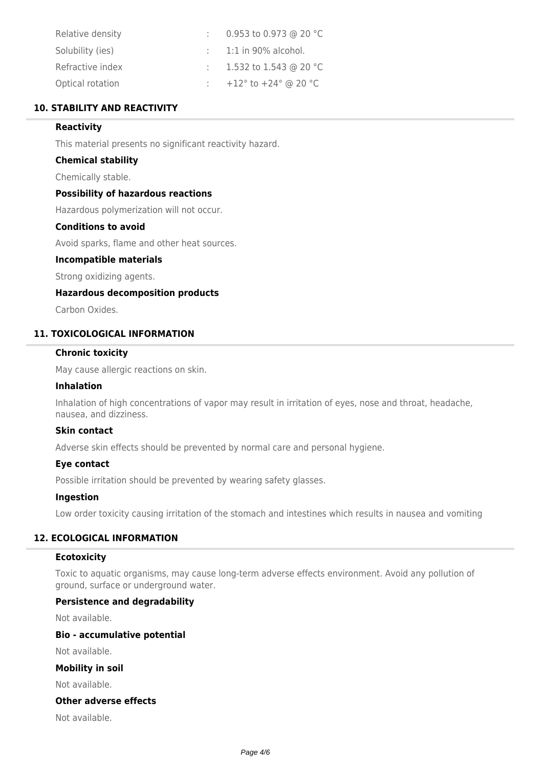| | | |
|---|---|---|
| Relative density | : | 0.953 to 0.973 @ 20 °C |
| Solubility (ies) | : | 1:1 in 90% alcohol. |
| Refractive index | : | 1.532 to 1.543 @ 20 °C |
| Optical rotation | : | +12° to +24° @ 20 °C |

## 10. STABILITY AND REACTIVITY

### Reactivity

This material presents no significant reactivity hazard.

### Chemical stability

Chemically stable.

### Possibility of hazardous reactions

Hazardous polymerization will not occur.

### Conditions to avoid

Avoid sparks, flame and other heat sources.

### Incompatible materials

Strong oxidizing agents.

### Hazardous decomposition products

Carbon Oxides.

## 11. TOXICOLOGICAL INFORMATION

### Chronic toxicity

May cause allergic reactions on skin.

### Inhalation

Inhalation of high concentrations of vapor may result in irritation of eyes, nose and throat, headache, nausea, and dizziness.

### Skin contact

Adverse skin effects should be prevented by normal care and personal hygiene.

### Eye contact

Possible irritation should be prevented by wearing safety glasses.

### Ingestion

Low order toxicity causing irritation of the stomach and intestines which results in nausea and vomiting

## 12. ECOLOGICAL INFORMATION

### Ecotoxicity

Toxic to aquatic organisms, may cause long-term adverse effects environment. Avoid any pollution of ground, surface or underground water.

### Persistence and degradability

Not available.

### Bio - accumulative potential

Not available.

### Mobility in soil

Not available.

### Other adverse effects

Not available.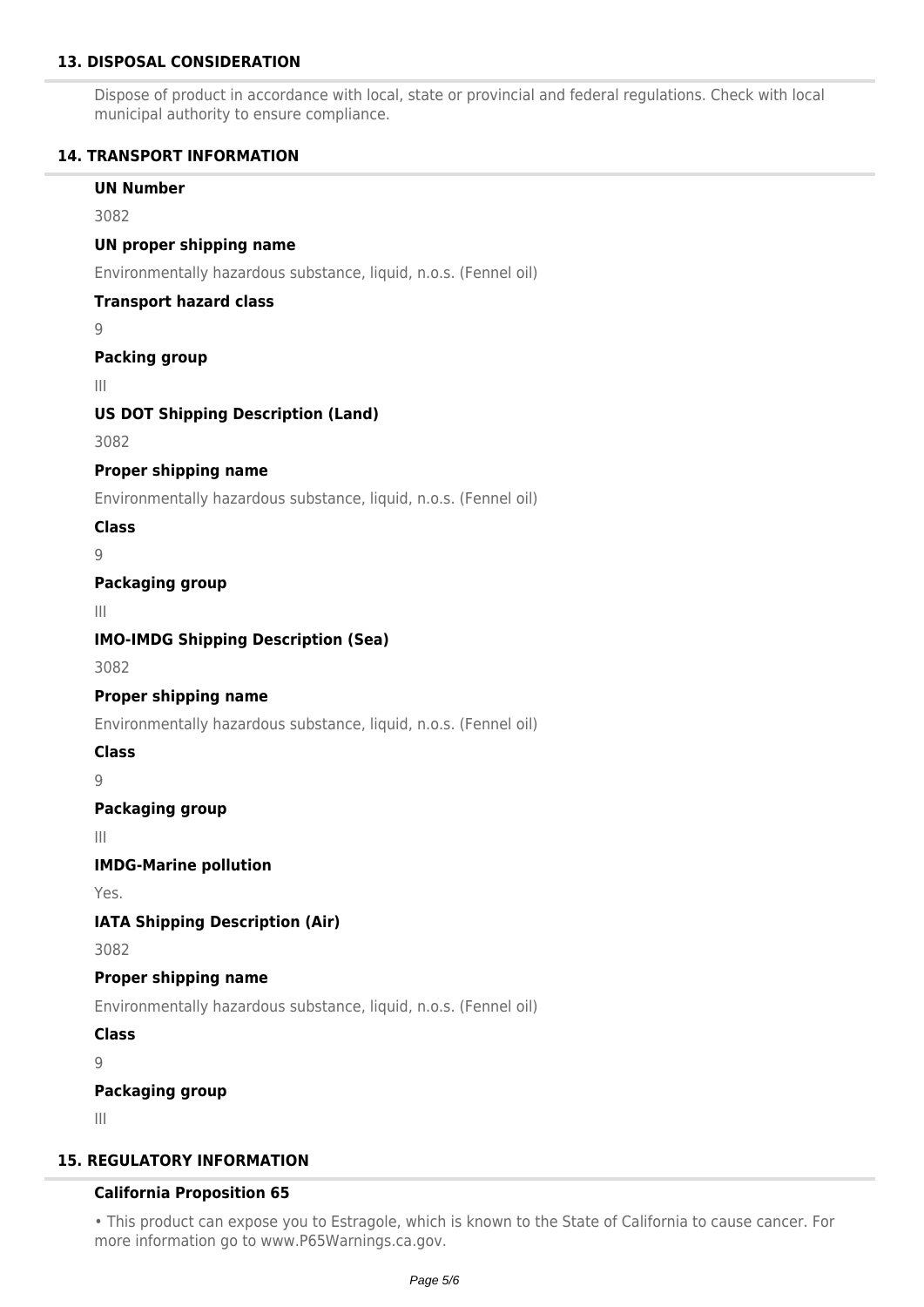## 13. DISPOSAL CONSIDERATION

Dispose of product in accordance with local, state or provincial and federal regulations. Check with local municipal authority to ensure compliance.

## 14. TRANSPORT INFORMATION

**UN Number**

3082

**UN proper shipping name**

Environmentally hazardous substance, liquid, n.o.s. (Fennel oil)

**Transport hazard class**

9

**Packing group**

III

**US DOT Shipping Description (Land)**

3082

**Proper shipping name**

Environmentally hazardous substance, liquid, n.o.s. (Fennel oil)

**Class**

9

**Packaging group**

III

**IMO-IMDG Shipping Description (Sea)**

3082

**Proper shipping name**

Environmentally hazardous substance, liquid, n.o.s. (Fennel oil)

**Class**

9

**Packaging group**

III

**IMDG-Marine pollution**

Yes.

**IATA Shipping Description (Air)**

3082

**Proper shipping name**

Environmentally hazardous substance, liquid, n.o.s. (Fennel oil)

**Class**

9

**Packaging group**

III

## 15. REGULATORY INFORMATION

**California Proposition 65**

- This product can expose you to Estragole, which is known to the State of California to cause cancer. For more information go to www.P65Warnings.ca.gov.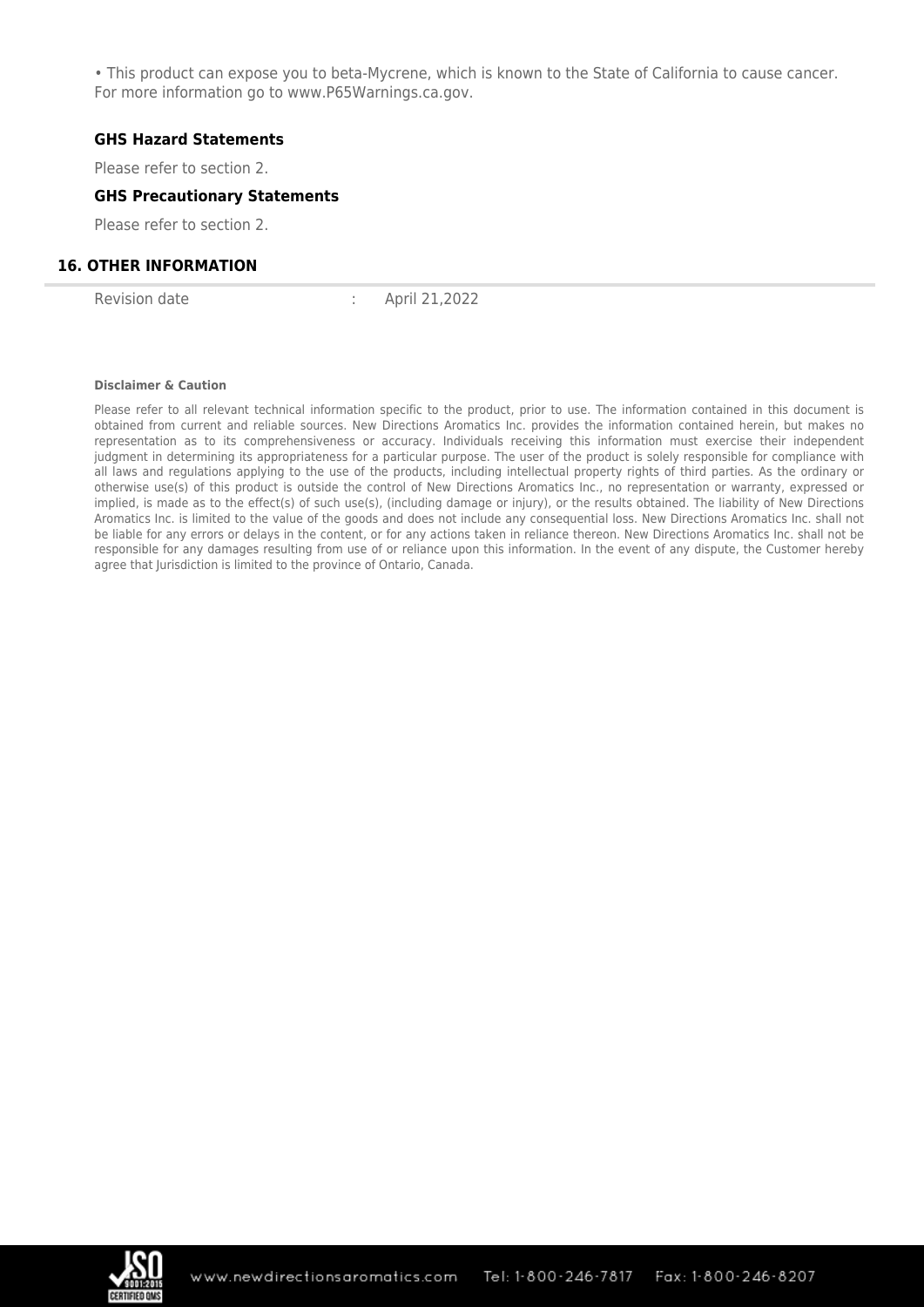• This product can expose you to beta-Mycrene, which is known to the State of California to cause cancer. For more information go to www.P65Warnings.ca.gov.

### GHS Hazard Statements

Please refer to section 2.

### GHS Precautionary Statements

Please refer to section 2.

## 16. OTHER INFORMATION

Revision date : April 21,2022

**Disclaimer & Caution**

Please refer to all relevant technical information specific to the product, prior to use. The information contained in this document is obtained from current and reliable sources. New Directions Aromatics Inc. provides the information contained herein, but makes no representation as to its comprehensiveness or accuracy. Individuals receiving this information must exercise their independent judgment in determining its appropriateness for a particular purpose. The user of the product is solely responsible for compliance with all laws and regulations applying to the use of the products, including intellectual property rights of third parties. As the ordinary or otherwise use(s) of this product is outside the control of New Directions Aromatics Inc., no representation or warranty, expressed or implied, is made as to the effect(s) of such use(s), (including damage or injury), or the results obtained. The liability of New Directions Aromatics Inc. is limited to the value of the goods and does not include any consequential loss. New Directions Aromatics Inc. shall not be liable for any errors or delays in the content, or for any actions taken in reliance thereon. New Directions Aromatics Inc. shall not be responsible for any damages resulting from use of or reliance upon this information. In the event of any dispute, the Customer hereby agree that Jurisdiction is limited to the province of Ontario, Canada.